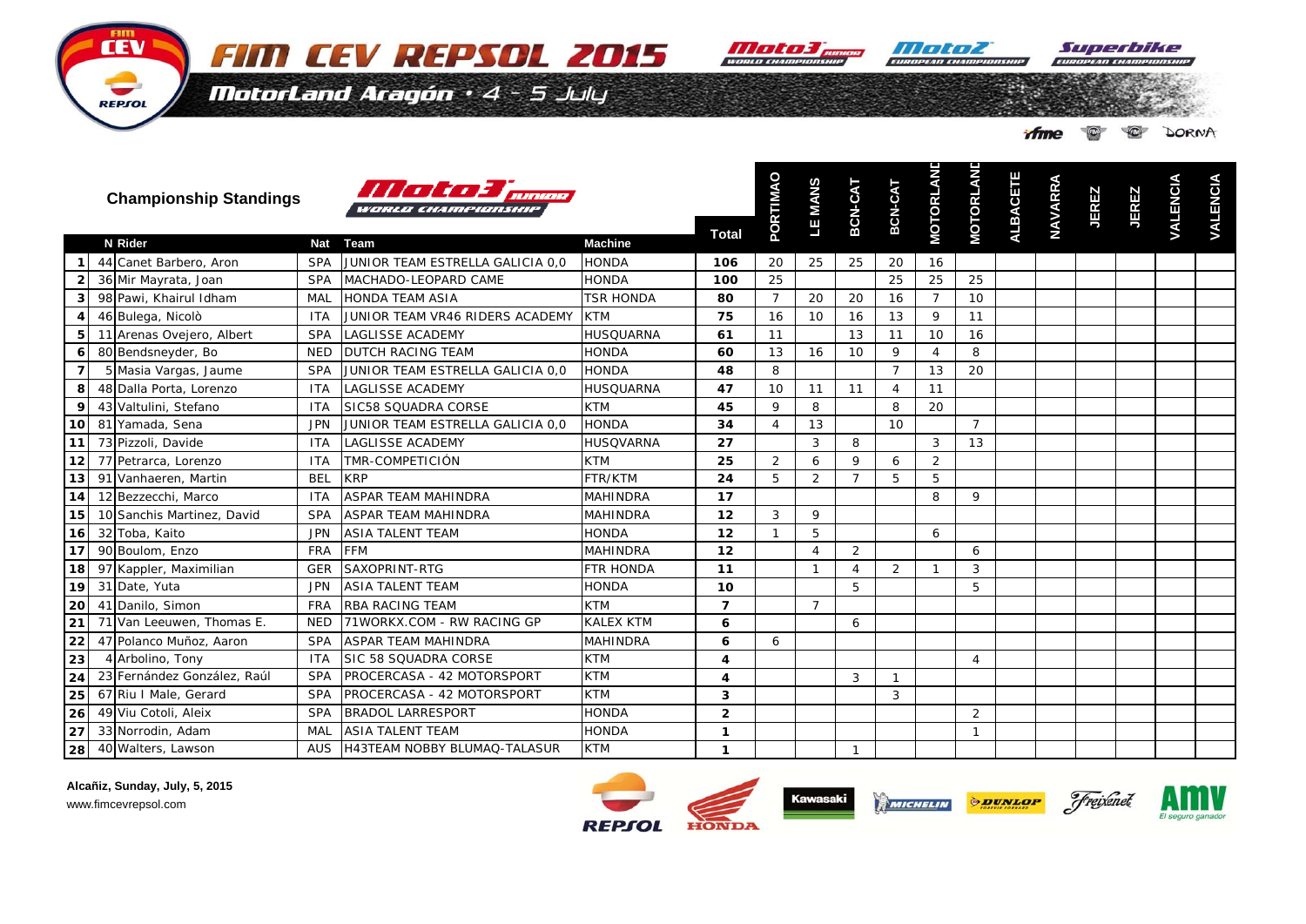# FIM CEV REPSOL 2015

MotorLand Aragón · 4 - 5 July

## Championship Standings

Moto3 Junior World Championship

| | N | Rider | Nat | Team | Machine | Total | PORTIMAO | LE MANS | BCN-CAT | BCN-CAT | MOTORLAND | MOTORLAND | ALBACETE | NAVARRA | JEREZ | JEREZ | VALENCIA | VALENCIA |
|---|---|---|---|---|---|---|---|---|---|---|---|---|---|---|---|---|---|---|
| 1 | 44 | Canet Barbero, Aron | SPA | JUNIOR TEAM ESTRELLA GALICIA 0,0 | HONDA | **106** | 20 | 25 | 25 | 20 | 16 | | | | | | | |
| 2 | 36 | Mir Mayrata, Joan | SPA | MACHADO-LEOPARD CAME | HONDA | **100** | 25 | | | 25 | 25 | 25 | | | | | | |
| 3 | 98 | Pawi, Khairul Idham | MAL | HONDA TEAM ASIA | TSR HONDA | **80** | 7 | 20 | 20 | 16 | 7 | 10 | | | | | | |
| 4 | 46 | Bulega, Nicolò | ITA | JUNIOR TEAM VR46 RIDERS ACADEMY | KTM | **75** | 16 | 10 | 16 | 13 | 9 | 11 | | | | | | |
| 5 | 11 | Arenas Ovejero, Albert | SPA | LAGLISSE ACADEMY | HUSQUARNA | **61** | 11 | | 13 | 11 | 10 | 16 | | | | | | |
| 6 | 80 | Bendsneyder, Bo | NED | DUTCH RACING TEAM | HONDA | **60** | 13 | 16 | 10 | 9 | 4 | 8 | | | | | | |
| 7 | 5 | Masia Vargas, Jaume | SPA | JUNIOR TEAM ESTRELLA GALICIA 0,0 | HONDA | **48** | 8 | | | 7 | 13 | 20 | | | | | | |
| 8 | 48 | Dalla Porta, Lorenzo | ITA | LAGLISSE ACADEMY | HUSQUARNA | **47** | 10 | 11 | 11 | 4 | 11 | | | | | | | |
| 9 | 43 | Valtulini, Stefano | ITA | SIC58 SQUADRA CORSE | KTM | **45** | 9 | 8 | | 8 | 20 | | | | | | | |
| 10 | 81 | Yamada, Sena | JPN | JUNIOR TEAM ESTRELLA GALICIA 0,0 | HONDA | **34** | 4 | 13 | | 10 | | 7 | | | | | | |
| 11 | 73 | Pizzoli, Davide | ITA | LAGLISSE ACADEMY | HUSQVARNA | **27** | | 3 | 8 | | 3 | 13 | | | | | | |
| 12 | 77 | Petrarca, Lorenzo | ITA | TMR-COMPETICIÓN | KTM | **25** | 2 | 6 | 9 | 6 | 2 | | | | | | | |
| 13 | 91 | Vanhaeren, Martin | BEL | KRP | FTR/KTM | **24** | 5 | 2 | 7 | 5 | 5 | | | | | | | |
| 14 | 12 | Bezzecchi, Marco | ITA | ASPAR TEAM MAHINDRA | MAHINDRA | **17** | | | | | 8 | 9 | | | | | | |
| 15 | 10 | Sanchis Martinez, David | SPA | ASPAR TEAM MAHINDRA | MAHINDRA | **12** | 3 | 9 | | | | | | | | | | |
| 16 | 32 | Toba, Kaito | JPN | ASIA TALENT TEAM | HONDA | **12** | 1 | 5 | | | 6 | | | | | | | |
| 17 | 90 | Boulom, Enzo | FRA | FFM | MAHINDRA | **12** | | 4 | 2 | | | 6 | | | | | | |
| 18 | 97 | Kappler, Maximilian | GER | SAXOPRINT-RTG | FTR HONDA | **11** | | 1 | 4 | 2 | 1 | 3 | | | | | | |
| 19 | 31 | Date, Yuta | JPN | ASIA TALENT TEAM | HONDA | **10** | | | 5 | | | 5 | | | | | | |
| 20 | 41 | Danilo, Simon | FRA | RBA RACING TEAM | KTM | **7** | | 7 | | | | | | | | | | |
| 21 | 71 | Van Leeuwen, Thomas E. | NED | 71WORKX.COM - RW RACING GP | KALEX KTM | **6** | | | 6 | | | | | | | | | |
| 22 | 47 | Polanco Muñoz, Aaron | SPA | ASPAR TEAM MAHINDRA | MAHINDRA | **6** | 6 | | | | | | | | | | | |
| 23 | 4 | Arbolino, Tony | ITA | SIC 58 SQUADRA CORSE | KTM | **4** | | | | | | 4 | | | | | | |
| 24 | 23 | Fernández González, Raúl | SPA | PROCERCASA - 42 MOTORSPORT | KTM | **4** | | | 3 | 1 | | | | | | | | |
| 25 | 67 | Riu I Male, Gerard | SPA | PROCERCASA - 42 MOTORSPORT | KTM | **3** | | | | 3 | | | | | | | | |
| 26 | 49 | Viu Cotoli, Aleix | SPA | BRADOL LARRESPORT | HONDA | **2** | | | | | | 2 | | | | | | |
| 27 | 33 | Norrodin, Adam | MAL | ASIA TALENT TEAM | HONDA | **1** | | | | | | 1 | | | | | | |
| 28 | 40 | Walters, Lawson | AUS | H43TEAM NOBBY BLUMAQ-TALASUR | KTM | **1** | | | 1 | | | | | | | | | |

**Alcañiz, Sunday, July, 5, 2015**

www.fimcevrepsol.com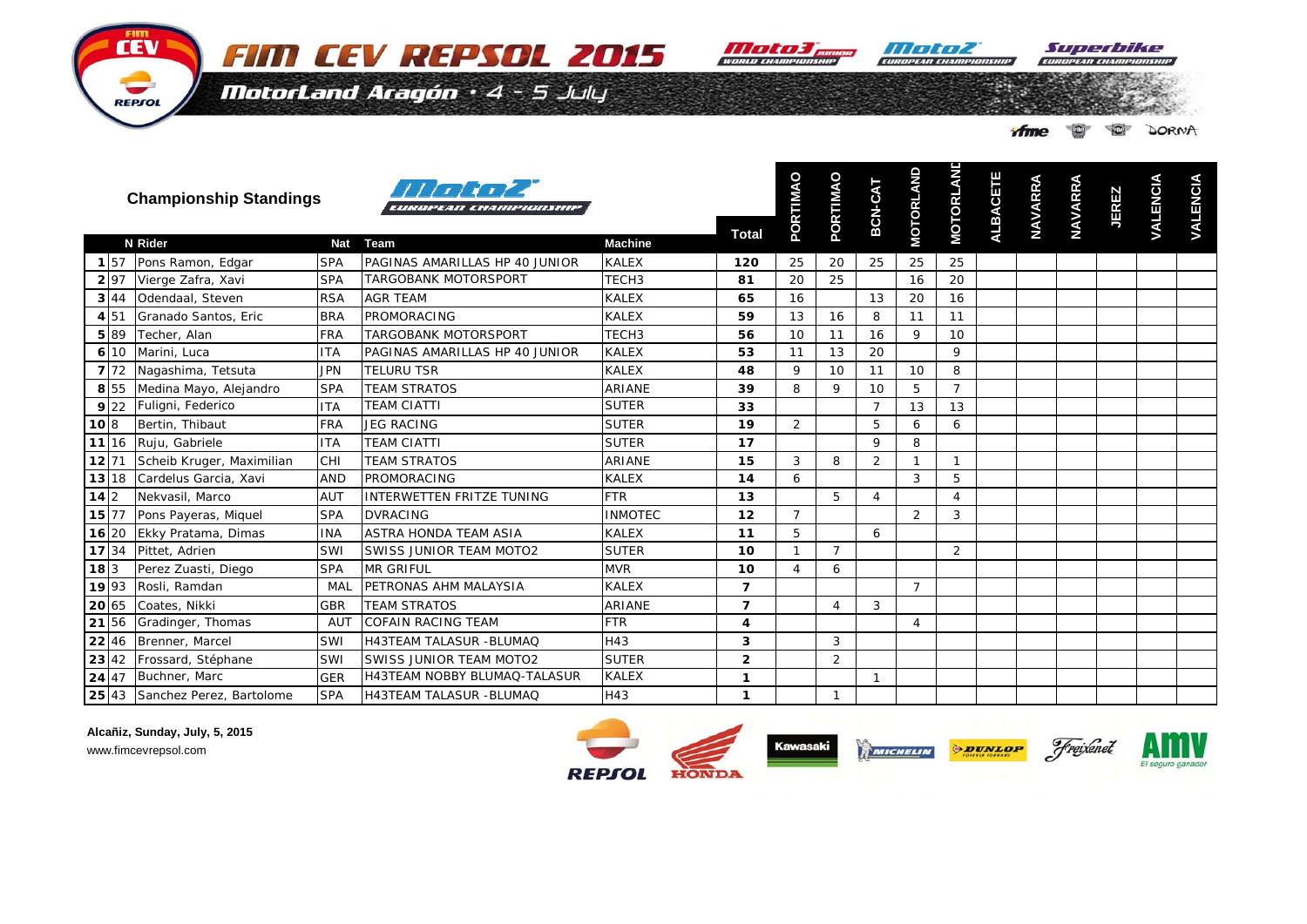# FIM CEV REPSOL 2015

MotorLand Aragón · 4 - 5 July

## Championship Standings

Moto2 European Championship

| | N | Rider | Nat | Team | Machine | Total | PORTIMAO | PORTIMAO | BCN-CAT | MOTORLAND | MOTORLAND | ALBACETE | NAVARRA | NAVARRA | JEREZ | VALENCIA | VALENCIA |
|---|---|---|---|---|---|---|---|---|---|---|---|---|---|---|---|---|---|
| 1 | 57 | Pons Ramon, Edgar | SPA | PAGINAS AMARILLAS HP 40 JUNIOR | KALEX | 120 | 25 | 20 | 25 | 25 | 25 | | | | | | |
| 2 | 97 | Vierge Zafra, Xavi | SPA | TARGOBANK MOTORSPORT | TECH3 | 81 | 20 | 25 | | 16 | 20 | | | | | | |
| 3 | 44 | Odendaal, Steven | RSA | AGR TEAM | KALEX | 65 | 16 | | 13 | 20 | 16 | | | | | | |
| 4 | 51 | Granado Santos, Eric | BRA | PROMORACING | KALEX | 59 | 13 | 16 | 8 | 11 | 11 | | | | | | |
| 5 | 89 | Techer, Alan | FRA | TARGOBANK MOTORSPORT | TECH3 | 56 | 10 | 11 | 16 | 9 | 10 | | | | | | |
| 6 | 10 | Marini, Luca | ITA | PAGINAS AMARILLAS HP 40 JUNIOR | KALEX | 53 | 11 | 13 | 20 | | 9 | | | | | | |
| 7 | 72 | Nagashima, Tetsuta | JPN | TELURU TSR | KALEX | 48 | 9 | 10 | 11 | 10 | 8 | | | | | | |
| 8 | 55 | Medina Mayo, Alejandro | SPA | TEAM STRATOS | ARIANE | 39 | 8 | 9 | 10 | 5 | 7 | | | | | | |
| 9 | 22 | Fuligni, Federico | ITA | TEAM CIATTI | SUTER | 33 | | | 7 | 13 | 13 | | | | | | |
| 10 | 8 | Bertin, Thibaut | FRA | JEG RACING | SUTER | 19 | 2 | | 5 | 6 | 6 | | | | | | |
| 11 | 16 | Ruju, Gabriele | ITA | TEAM CIATTI | SUTER | 17 | | | 9 | 8 | | | | | | | |
| 12 | 71 | Scheib Kruger, Maximilian | CHI | TEAM STRATOS | ARIANE | 15 | 3 | 8 | 2 | 1 | 1 | | | | | | |
| 13 | 18 | Cardelus Garcia, Xavi | AND | PROMORACING | KALEX | 14 | 6 | | | 3 | 5 | | | | | | |
| 14 | 2 | Nekvasil, Marco | AUT | INTERWETTEN FRITZE TUNING | FTR | 13 | | 5 | 4 | | 4 | | | | | | |
| 15 | 77 | Pons Payeras, Miquel | SPA | DVRACING | INMOTEC | 12 | 7 | | | 2 | 3 | | | | | | |
| 16 | 20 | Ekky Pratama, Dimas | INA | ASTRA HONDA TEAM ASIA | KALEX | 11 | 5 | | 6 | | | | | | | | |
| 17 | 34 | Pittet, Adrien | SWI | SWISS JUNIOR TEAM MOTO2 | SUTER | 10 | 1 | 7 | | | 2 | | | | | | |
| 18 | 3 | Perez Zuasti, Diego | SPA | MR GRIFUL | MVR | 10 | 4 | 6 | | | | | | | | | |
| 19 | 93 | Rosli, Ramdan | MAL | PETRONAS AHM MALAYSIA | KALEX | 7 | | | | 7 | | | | | | | |
| 20 | 65 | Coates, Nikki | GBR | TEAM STRATOS | ARIANE | 7 | | 4 | 3 | | | | | | | | |
| 21 | 56 | Gradinger, Thomas | AUT | COFAIN RACING TEAM | FTR | 4 | | | | 4 | | | | | | | |
| 22 | 46 | Brenner, Marcel | SWI | H43TEAM TALASUR -BLUMAQ | H43 | 3 | | 3 | | | | | | | | | |
| 23 | 42 | Frossard, Stéphane | SWI | SWISS JUNIOR TEAM MOTO2 | SUTER | 2 | | 2 | | | | | | | | | |
| 24 | 47 | Buchner, Marc | GER | H43TEAM NOBBY BLUMAQ-TALASUR | KALEX | 1 | | | 1 | | | | | | | | |
| 25 | 43 | Sanchez Perez, Bartolome | SPA | H43TEAM TALASUR -BLUMAQ | H43 | 1 | | 1 | | | | | | | | | |

**Alcañiz, Sunday, July, 5, 2015**

www.fimcevrepsol.com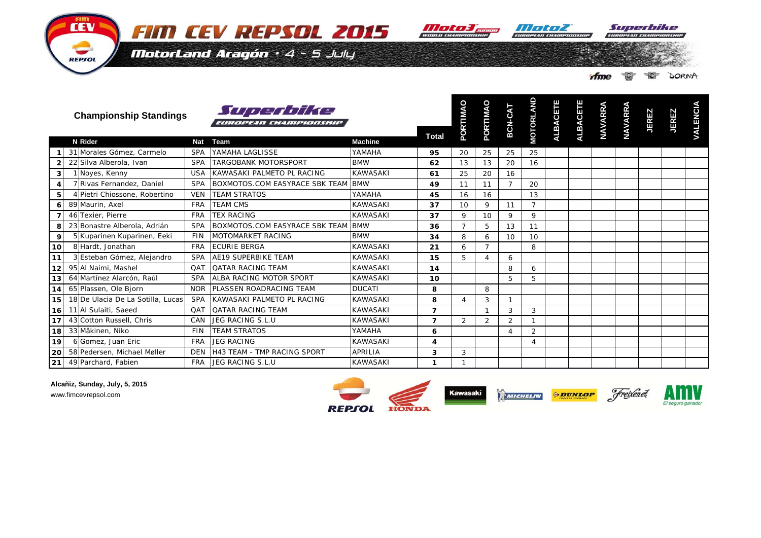# FIM CEV REPSOL 2015

MotorLand Aragón · 4 - 5 July

## Championship Standings

Superbike European Championship

| | N | Rider | Nat | Team | Machine | Total | PORTIMAO | PORTIMAO | BCN-CAT | MOTORLAND | ALBACETE | ALBACETE | NAVARRA | NAVARRA | JEREZ | JEREZ | VALENCIA |
|---|---|---|---|---|---|---|---|---|---|---|---|---|---|---|---|---|---|
| 1 | 31 | Morales Gómez, Carmelo | SPA | YAMAHA LAGLISSE | YAMAHA | 95 | 20 | 25 | 25 | 25 | | | | | | | |
| 2 | 22 | Silva Alberola, Ivan | SPA | TARGOBANK MOTORSPORT | BMW | 62 | 13 | 13 | 20 | 16 | | | | | | | |
| 3 | 1 | Noyes, Kenny | USA | KAWASAKI PALMETO PL RACING | KAWASAKI | 61 | 25 | 20 | 16 | | | | | | | | |
| 4 | 7 | Rivas Fernandez, Daniel | SPA | BOXMOTOS.COM EASYRACE SBK TEAM | BMW | 49 | 11 | 11 | 7 | 20 | | | | | | | |
| 5 | 4 | Pietri Chiossone, Robertino | VEN | TEAM STRATOS | YAMAHA | 45 | 16 | 16 | | 13 | | | | | | | |
| 6 | 89 | Maurin, Axel | FRA | TEAM CMS | KAWASAKI | 37 | 10 | 9 | 11 | 7 | | | | | | | |
| 7 | 46 | Texier, Pierre | FRA | TEX RACING | KAWASAKI | 37 | 9 | 10 | 9 | 9 | | | | | | | |
| 8 | 23 | Bonastre Alberola, Adrián | SPA | BOXMOTOS.COM EASYRACE SBK TEAM | BMW | 36 | 7 | 5 | 13 | 11 | | | | | | | |
| 9 | 5 | Kuparinen Kuparinen, Eeki | FIN | MOTOMARKET RACING | BMW | 34 | 8 | 6 | 10 | 10 | | | | | | | |
| 10 | 8 | Hardt, Jonathan | FRA | ECURIE BERGA | KAWASAKI | 21 | 6 | 7 | | 8 | | | | | | | |
| 11 | 3 | Esteban Gómez, Alejandro | SPA | AE19 SUPERBIKE TEAM | KAWASAKI | 15 | 5 | 4 | 6 | | | | | | | | |
| 12 | 95 | Al Naimi, Mashel | QAT | QATAR RACING TEAM | KAWASAKI | 14 | | | 8 | 6 | | | | | | | |
| 13 | 64 | Martínez Alarcón, Raúl | SPA | ALBA RACING MOTOR SPORT | KAWASAKI | 10 | | | 5 | 5 | | | | | | | |
| 14 | 65 | Plassen, Ole Bjorn | NOR | PLASSEN ROADRACING TEAM | DUCATI | 8 | | 8 | | | | | | | | | |
| 15 | 18 | De Ulacia De La Sotilla, Lucas | SPA | KAWASAKI PALMETO PL RACING | KAWASAKI | 8 | 4 | 3 | 1 | | | | | | | | |
| 16 | 11 | Al Sulaiti, Saeed | QAT | QATAR RACING TEAM | KAWASAKI | 7 | | 1 | 3 | 3 | | | | | | | |
| 17 | 43 | Cotton Russell, Chris | CAN | JEG RACING S.L.U | KAWASAKI | 7 | 2 | 2 | 2 | 1 | | | | | | | |
| 18 | 33 | Mäkinen, Niko | FIN | TEAM STRATOS | YAMAHA | 6 | | | 4 | 2 | | | | | | | |
| 19 | 6 | Gomez, Juan Eric | FRA | JEG RACING | KAWASAKI | 4 | | | | 4 | | | | | | | |
| 20 | 58 | Pedersen, Michael Møller | DEN | H43 TEAM - TMP RACING SPORT | APRILIA | 3 | 3 | | | | | | | | | | |
| 21 | 49 | Parchard, Fabien | FRA | JEG RACING S.L.U | KAWASAKI | 1 | 1 | | | | | | | | | | |

**Alcañiz, Sunday, July, 5, 2015**

www.fimcevrepsol.com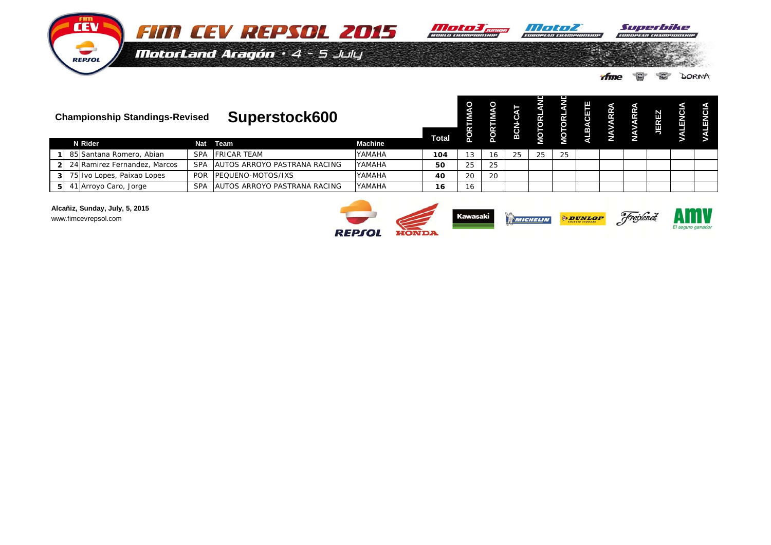# FIM CEV REPSOL 2015

MotorLand Aragón · 4 - 5 July

## Championship Standings-Revised

## Superstock600

| | N | Rider | Nat | Team | Machine | Total | PORTIMAO | PORTIMAO | BCN-CAT | MOTORLAND | MOTORLAND | ALBACETE | NAVARRA | NAVARRA | JEREZ | VALENCIA | VALENCIA |
|---|---|---|---|---|---|---|---|---|---|---|---|---|---|---|---|---|---|
| 1 | 85 | Santana Romero, Abian | SPA | FRICAR TEAM | YAMAHA | 104 | 13 | 16 | 25 | 25 | 25 | | | | | | |
| 2 | 24 | Ramirez Fernandez, Marcos | SPA | AUTOS ARROYO PASTRANA RACING | YAMAHA | 50 | 25 | 25 | | | | | | | | | |
| 3 | 75 | Ivo Lopes, Paixao Lopes | POR | PEQUENO-MOTOS/IXS | YAMAHA | 40 | 20 | 20 | | | | | | | | | |
| 5 | 41 | Arroyo Caro, Jorge | SPA | AUTOS ARROYO PASTRANA RACING | YAMAHA | 16 | 16 | | | | | | | | | | |

**Alcañiz, Sunday, July, 5, 2015**

www.fimcevrepsol.com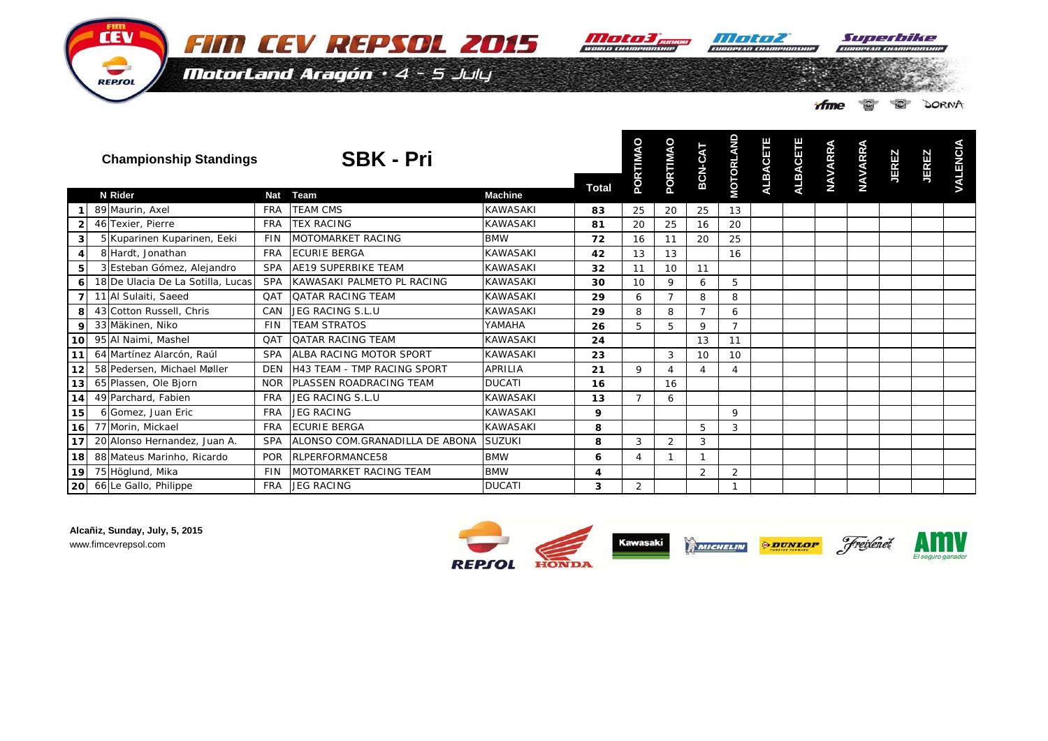# FIM CEV REPSOL 2015

MotorLand Aragón · 4 - 5 July

## Championship Standings

## SBK - Pri

| | N | Rider | Nat | Team | Machine | Total | PORTIMAO | PORTIMAO | BCN-CAT | MOTORLAND | ALBACETE | ALBACETE | NAVARRA | NAVARRA | JEREZ | JEREZ | VALENCIA |
|---|---|---|---|---|---|---|---|---|---|---|---|---|---|---|---|---|---|
| 1 | 89 | Maurin, Axel | FRA | TEAM CMS | KAWASAKI | 83 | 25 | 20 | 25 | 13 | | | | | | | |
| 2 | 46 | Texier, Pierre | FRA | TEX RACING | KAWASAKI | 81 | 20 | 25 | 16 | 20 | | | | | | | |
| 3 | 5 | Kuparinen Kuparinen, Eeki | FIN | MOTOMARKET RACING | BMW | 72 | 16 | 11 | 20 | 25 | | | | | | | |
| 4 | 8 | Hardt, Jonathan | FRA | ECURIE BERGA | KAWASAKI | 42 | 13 | 13 | | 16 | | | | | | | |
| 5 | 3 | Esteban Gómez, Alejandro | SPA | AE19 SUPERBIKE TEAM | KAWASAKI | 32 | 11 | 10 | 11 | | | | | | | | |
| 6 | 18 | De Ulacia De La Sotilla, Lucas | SPA | KAWASAKI PALMETO PL RACING | KAWASAKI | 30 | 10 | 9 | 6 | 5 | | | | | | | |
| 7 | 11 | Al Sulaiti, Saeed | QAT | QATAR RACING TEAM | KAWASAKI | 29 | 6 | 7 | 8 | 8 | | | | | | | |
| 8 | 43 | Cotton Russell, Chris | CAN | JEG RACING S.L.U | KAWASAKI | 29 | 8 | 8 | 7 | 6 | | | | | | | |
| 9 | 33 | Mäkinen, Niko | FIN | TEAM STRATOS | YAMAHA | 26 | 5 | 5 | 9 | 7 | | | | | | | |
| 10 | 95 | Al Naimi, Mashel | QAT | QATAR RACING TEAM | KAWASAKI | 24 | | | 13 | 11 | | | | | | | |
| 11 | 64 | Martínez Alarcón, Raúl | SPA | ALBA RACING MOTOR SPORT | KAWASAKI | 23 | | 3 | 10 | 10 | | | | | | | |
| 12 | 58 | Pedersen, Michael Møller | DEN | H43 TEAM - TMP RACING SPORT | APRILIA | 21 | 9 | 4 | 4 | 4 | | | | | | | |
| 13 | 65 | Plassen, Ole Bjorn | NOR | PLASSEN ROADRACING TEAM | DUCATI | 16 | | 16 | | | | | | | | | |
| 14 | 49 | Parchard, Fabien | FRA | JEG RACING S.L.U | KAWASAKI | 13 | 7 | 6 | | | | | | | | | |
| 15 | 6 | Gomez, Juan Eric | FRA | JEG RACING | KAWASAKI | 9 | | | | 9 | | | | | | | |
| 16 | 77 | Morin, Mickael | FRA | ECURIE BERGA | KAWASAKI | 8 | | | 5 | 3 | | | | | | | |
| 17 | 20 | Alonso Hernandez, Juan A. | SPA | ALONSO COM.GRANADILLA DE ABONA | SUZUKI | 8 | 3 | 2 | 3 | | | | | | | | |
| 18 | 88 | Mateus Marinho, Ricardo | POR | RLPERFORMANCE58 | BMW | 6 | 4 | 1 | 1 | | | | | | | | |
| 19 | 75 | Höglund, Mika | FIN | MOTOMARKET RACING TEAM | BMW | 4 | | | 2 | 2 | | | | | | | |
| 20 | 66 | Le Gallo, Philippe | FRA | JEG RACING | DUCATI | 3 | 2 | | | 1 | | | | | | | |

**Alcañiz, Sunday, July, 5, 2015**

www.fimcevrepsol.com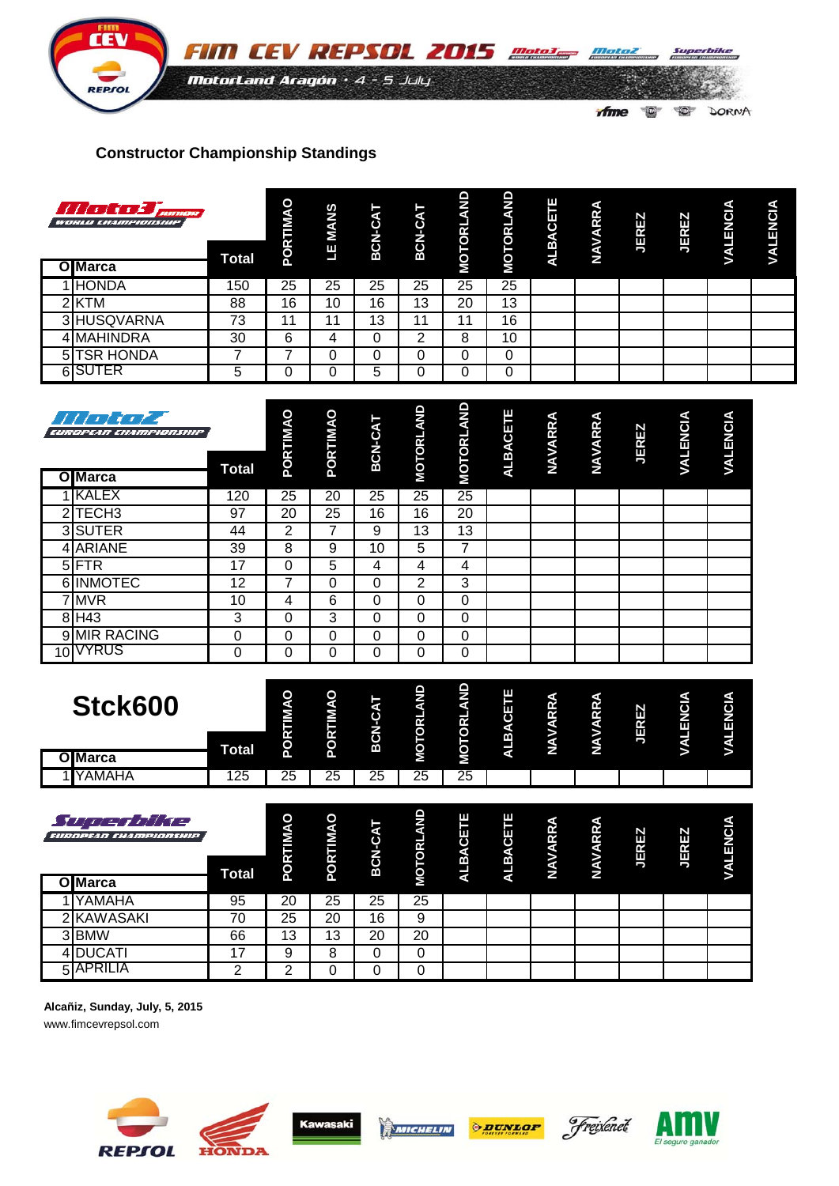FIM CEV REPSOL 2015

MotorLand Aragón · 4 - 5 July

### Constructor Championship Standings

**Moto3 Junior World Championship**

| O | Marca | Total | PORTIMAO | LE MANS | BCN-CAT | BCN-CAT | MOTORLAND | MOTORLAND | ALBACETE | NAVARRA | JEREZ | JEREZ | VALENCIA | VALENCIA |
|---|---|---|---|---|---|---|---|---|---|---|---|---|---|---|
| 1 | HONDA | 150 | 25 | 25 | 25 | 25 | 25 | 25 | | | | | | |
| 2 | KTM | 88 | 16 | 10 | 16 | 13 | 20 | 13 | | | | | | |
| 3 | HUSQVARNA | 73 | 11 | 11 | 13 | 11 | 11 | 16 | | | | | | |
| 4 | MAHINDRA | 30 | 6 | 4 | 0 | 2 | 8 | 10 | | | | | | |
| 5 | TSR HONDA | 7 | 7 | 0 | 0 | 0 | 0 | 0 | | | | | | |
| 6 | SUTER | 5 | 0 | 0 | 5 | 0 | 0 | 0 | | | | | | |

**Moto2 European Championship**

| O | Marca | Total | PORTIMAO | PORTIMAO | BCN-CAT | MOTORLAND | MOTORLAND | ALBACETE | NAVARRA | NAVARRA | JEREZ | VALENCIA | VALENCIA |
|---|---|---|---|---|---|---|---|---|---|---|---|---|---|
| 1 | KALEX | 120 | 25 | 20 | 25 | 25 | 25 | | | | | | |
| 2 | TECH3 | 97 | 20 | 25 | 16 | 16 | 20 | | | | | | |
| 3 | SUTER | 44 | 2 | 7 | 9 | 13 | 13 | | | | | | |
| 4 | ARIANE | 39 | 8 | 9 | 10 | 5 | 7 | | | | | | |
| 5 | FTR | 17 | 0 | 5 | 4 | 4 | 4 | | | | | | |
| 6 | INMOTEC | 12 | 7 | 0 | 0 | 2 | 3 | | | | | | |
| 7 | MVR | 10 | 4 | 6 | 0 | 0 | 0 | | | | | | |
| 8 | H43 | 3 | 0 | 3 | 0 | 0 | 0 | | | | | | |
| 9 | MIR RACING | 0 | 0 | 0 | 0 | 0 | 0 | | | | | | |
| 10 | VYRUS | 0 | 0 | 0 | 0 | 0 | 0 | | | | | | |

**Stck600**

| O | Marca | Total | PORTIMAO | PORTIMAO | BCN-CAT | MOTORLAND | MOTORLAND | ALBACETE | NAVARRA | NAVARRA | JEREZ | VALENCIA | VALENCIA |
|---|---|---|---|---|---|---|---|---|---|---|---|---|---|
| 1 | YAMAHA | 125 | 25 | 25 | 25 | 25 | 25 | | | | | | |

**Superbike European Championship**

| O | Marca | Total | PORTIMAO | PORTIMAO | BCN-CAT | MOTORLAND | ALBACETE | ALBACETE | NAVARRA | NAVARRA | JEREZ | JEREZ | VALENCIA |
|---|---|---|---|---|---|---|---|---|---|---|---|---|---|
| 1 | YAMAHA | 95 | 20 | 25 | 25 | 25 | | | | | | | |
| 2 | KAWASAKI | 70 | 25 | 20 | 16 | 9 | | | | | | | |
| 3 | BMW | 66 | 13 | 13 | 20 | 20 | | | | | | | |
| 4 | DUCATI | 17 | 9 | 8 | 0 | 0 | | | | | | | |
| 5 | APRILIA | 2 | 2 | 0 | 0 | 0 | | | | | | | |

**Alcañiz, Sunday, July, 5, 2015**

www.fimcevrepsol.com